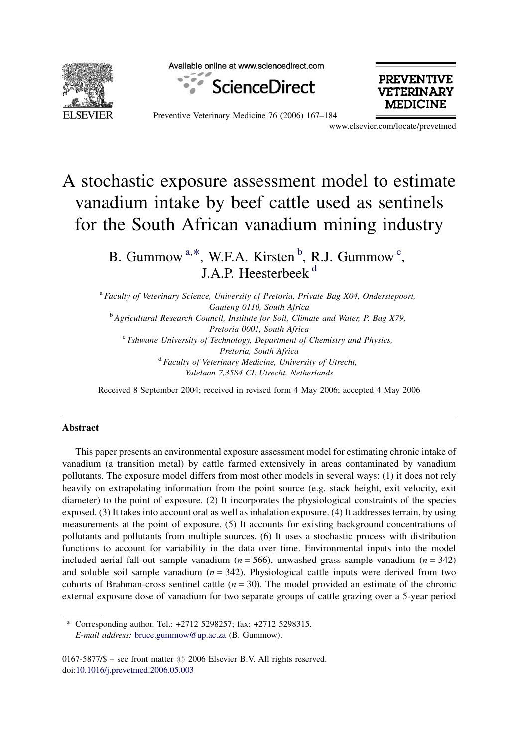# A stochastic exposure assessment model to estimate vanadium intake by beef cattle used as sentinels for the South African vanadium mining industry

B. Gummow [a,*], W.F.A. Kirsten [b], R.J. Gummow [c], J.A.P. Heesterbeek [d]

[a] *Faculty of Veterinary Science, University of Pretoria, Private Bag X04, Onderstepoort, Gauteng 0110, South Africa*

[b] *Agricultural Research Council, Institute for Soil, Climate and Water, P. Bag X79, Pretoria 0001, South Africa*

[c] *Tshwane University of Technology, Department of Chemistry and Physics, Pretoria, South Africa*

[d] *Faculty of Veterinary Medicine, University of Utrecht, Yalelaan 7,3584 CL Utrecht, Netherlands*

Received 8 September 2004; received in revised form 4 May 2006; accepted 4 May 2006

## Abstract

This paper presents an environmental exposure assessment model for estimating chronic intake of vanadium (a transition metal) by cattle farmed extensively in areas contaminated by vanadium pollutants. The exposure model differs from most other models in several ways: (1) it does not rely heavily on extrapolating information from the point source (e.g. stack height, exit velocity, exit diameter) to the point of exposure. (2) It incorporates the physiological constraints of the species exposed. (3) It takes into account oral as well as inhalation exposure. (4) It addresses terrain, by using measurements at the point of exposure. (5) It accounts for existing background concentrations of pollutants and pollutants from multiple sources. (6) It uses a stochastic process with distribution functions to account for variability in the data over time. Environmental inputs into the model included aerial fall-out sample vanadium ($n = 566$), unwashed grass sample vanadium ($n = 342$) and soluble soil sample vanadium ($n = 342$). Physiological cattle inputs were derived from two cohorts of Brahman-cross sentinel cattle ($n = 30$). The model provided an estimate of the chronic external exposure dose of vanadium for two separate groups of cattle grazing over a 5-year period

\* Corresponding author. Tel.: +2712 5298257; fax: +2712 5298315.
*E-mail address:* bruce.gummow@up.ac.za (B. Gummow).

0167-5877/$ – see front matter © 2006 Elsevier B.V. All rights reserved.
doi:10.1016/j.prevetmed.2006.05.003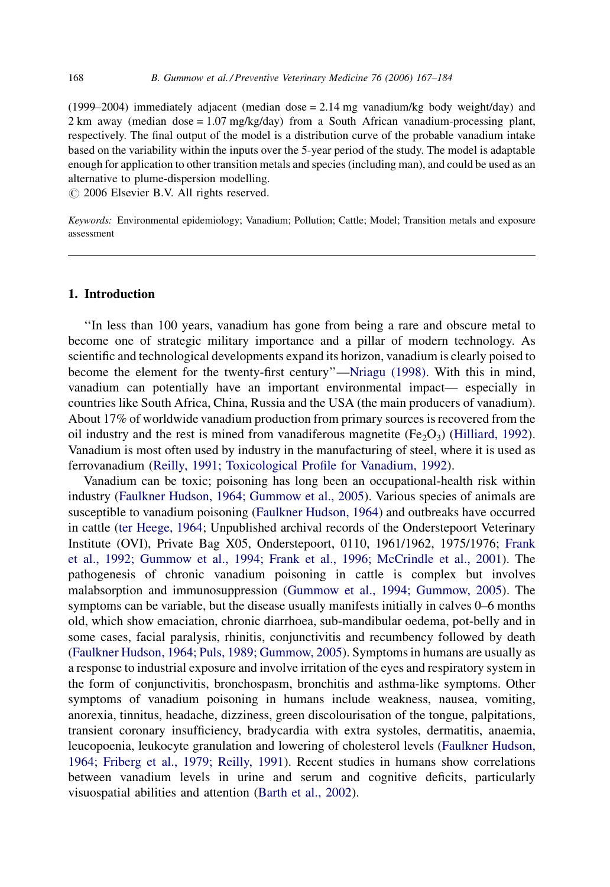(1999–2004) immediately adjacent (median dose = 2.14 mg vanadium/kg body weight/day) and 2 km away (median dose = 1.07 mg/kg/day) from a South African vanadium-processing plant, respectively. The final output of the model is a distribution curve of the probable vanadium intake based on the variability within the inputs over the 5-year period of the study. The model is adaptable enough for application to other transition metals and species (including man), and could be used as an alternative to plume-dispersion modelling.
© 2006 Elsevier B.V. All rights reserved.

*Keywords:* Environmental epidemiology; Vanadium; Pollution; Cattle; Model; Transition metals and exposure assessment

## 1. Introduction

"In less than 100 years, vanadium has gone from being a rare and obscure metal to become one of strategic military importance and a pillar of modern technology. As scientific and technological developments expand its horizon, vanadium is clearly poised to become the element for the twenty-first century"—Nriagu (1998). With this in mind, vanadium can potentially have an important environmental impact— especially in countries like South Africa, China, Russia and the USA (the main producers of vanadium). About 17% of worldwide vanadium production from primary sources is recovered from the oil industry and the rest is mined from vanadiferous magnetite ($Fe_2O_3$) (Hilliard, 1992). Vanadium is most often used by industry in the manufacturing of steel, where it is used as ferrovanadium (Reilly, 1991; Toxicological Profile for Vanadium, 1992).

Vanadium can be toxic; poisoning has long been an occupational-health risk within industry (Faulkner Hudson, 1964; Gummow et al., 2005). Various species of animals are susceptible to vanadium poisoning (Faulkner Hudson, 1964) and outbreaks have occurred in cattle (ter Heege, 1964; Unpublished archival records of the Onderstepoort Veterinary Institute (OVI), Private Bag X05, Onderstepoort, 0110, 1961/1962, 1975/1976; Frank et al., 1992; Gummow et al., 1994; Frank et al., 1996; McCrindle et al., 2001). The pathogenesis of chronic vanadium poisoning in cattle is complex but involves malabsorption and immunosuppression (Gummow et al., 1994; Gummow, 2005). The symptoms can be variable, but the disease usually manifests initially in calves 0–6 months old, which show emaciation, chronic diarrhoea, sub-mandibular oedema, pot-belly and in some cases, facial paralysis, rhinitis, conjunctivitis and recumbency followed by death (Faulkner Hudson, 1964; Puls, 1989; Gummow, 2005). Symptoms in humans are usually as a response to industrial exposure and involve irritation of the eyes and respiratory system in the form of conjunctivitis, bronchospasm, bronchitis and asthma-like symptoms. Other symptoms of vanadium poisoning in humans include weakness, nausea, vomiting, anorexia, tinnitus, headache, dizziness, green discolourisation of the tongue, palpitations, transient coronary insufficiency, bradycardia with extra systoles, dermatitis, anaemia, leucopoenia, leukocyte granulation and lowering of cholesterol levels (Faulkner Hudson, 1964; Friberg et al., 1979; Reilly, 1991). Recent studies in humans show correlations between vanadium levels in urine and serum and cognitive deficits, particularly visuospatial abilities and attention (Barth et al., 2002).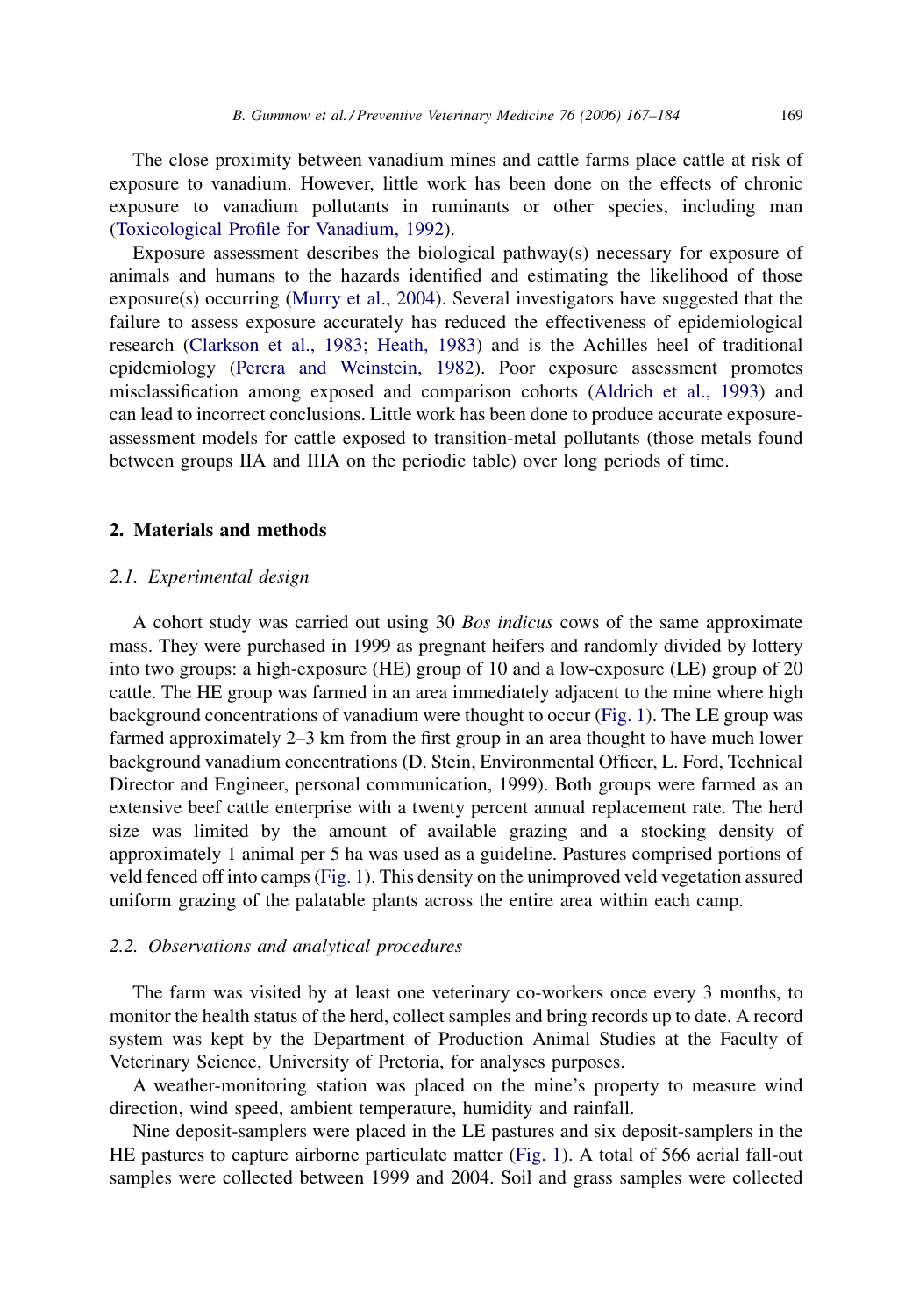The close proximity between vanadium mines and cattle farms place cattle at risk of exposure to vanadium. However, little work has been done on the effects of chronic exposure to vanadium pollutants in ruminants or other species, including man (Toxicological Profile for Vanadium, 1992).

Exposure assessment describes the biological pathway(s) necessary for exposure of animals and humans to the hazards identified and estimating the likelihood of those exposure(s) occurring (Murry et al., 2004). Several investigators have suggested that the failure to assess exposure accurately has reduced the effectiveness of epidemiological research (Clarkson et al., 1983; Heath, 1983) and is the Achilles heel of traditional epidemiology (Perera and Weinstein, 1982). Poor exposure assessment promotes misclassification among exposed and comparison cohorts (Aldrich et al., 1993) and can lead to incorrect conclusions. Little work has been done to produce accurate exposure-assessment models for cattle exposed to transition-metal pollutants (those metals found between groups IIA and IIIA on the periodic table) over long periods of time.

## 2. Materials and methods

### 2.1. Experimental design

A cohort study was carried out using 30 *Bos indicus* cows of the same approximate mass. They were purchased in 1999 as pregnant heifers and randomly divided by lottery into two groups: a high-exposure (HE) group of 10 and a low-exposure (LE) group of 20 cattle. The HE group was farmed in an area immediately adjacent to the mine where high background concentrations of vanadium were thought to occur (Fig. 1). The LE group was farmed approximately 2–3 km from the first group in an area thought to have much lower background vanadium concentrations (D. Stein, Environmental Officer, L. Ford, Technical Director and Engineer, personal communication, 1999). Both groups were farmed as an extensive beef cattle enterprise with a twenty percent annual replacement rate. The herd size was limited by the amount of available grazing and a stocking density of approximately 1 animal per 5 ha was used as a guideline. Pastures comprised portions of veld fenced off into camps (Fig. 1). This density on the unimproved veld vegetation assured uniform grazing of the palatable plants across the entire area within each camp.

### 2.2. Observations and analytical procedures

The farm was visited by at least one veterinary co-workers once every 3 months, to monitor the health status of the herd, collect samples and bring records up to date. A record system was kept by the Department of Production Animal Studies at the Faculty of Veterinary Science, University of Pretoria, for analyses purposes.

A weather-monitoring station was placed on the mine's property to measure wind direction, wind speed, ambient temperature, humidity and rainfall.

Nine deposit-samplers were placed in the LE pastures and six deposit-samplers in the HE pastures to capture airborne particulate matter (Fig. 1). A total of 566 aerial fall-out samples were collected between 1999 and 2004. Soil and grass samples were collected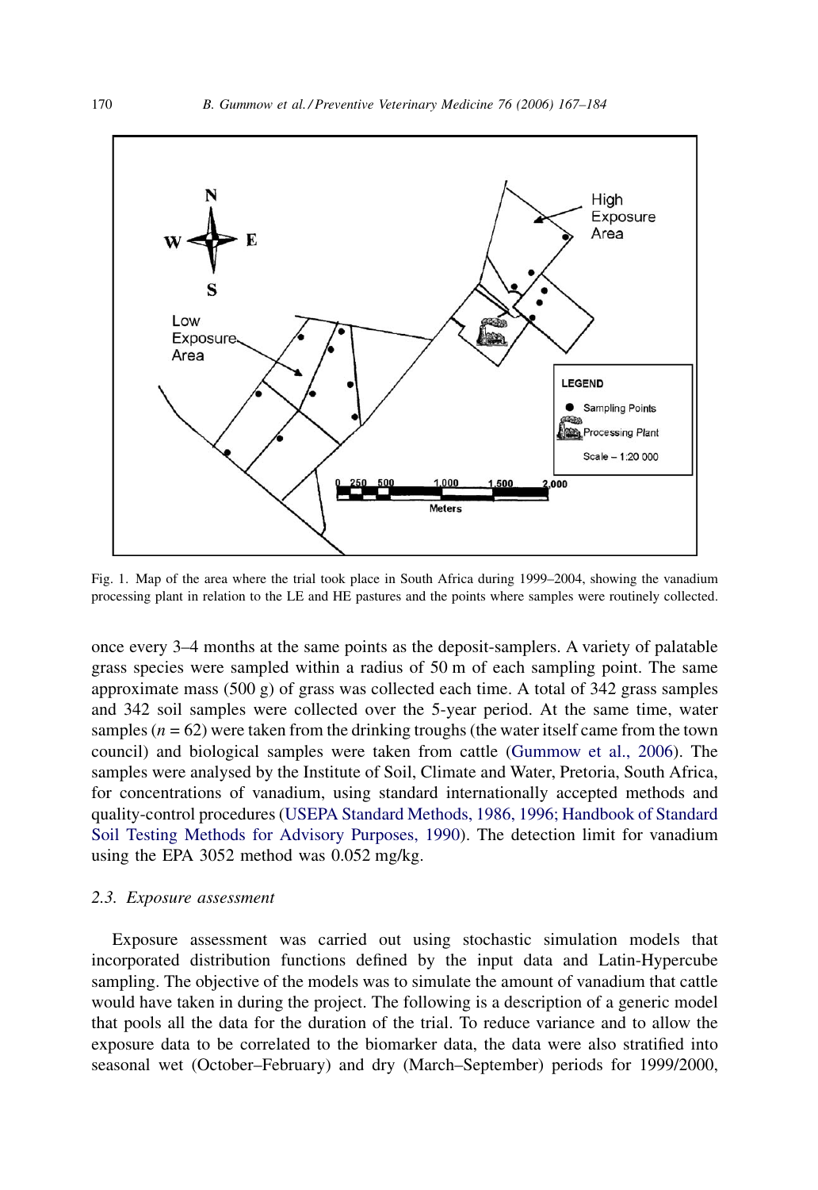Fig. 1. Map of the area where the trial took place in South Africa during 1999–2004, showing the vanadium processing plant in relation to the LE and HE pastures and the points where samples were routinely collected.

once every 3–4 months at the same points as the deposit-samplers. A variety of palatable grass species were sampled within a radius of 50 m of each sampling point. The same approximate mass (500 g) of grass was collected each time. A total of 342 grass samples and 342 soil samples were collected over the 5-year period. At the same time, water samples ($n = 62$) were taken from the drinking troughs (the water itself came from the town council) and biological samples were taken from cattle (Gummow et al., 2006). The samples were analysed by the Institute of Soil, Climate and Water, Pretoria, South Africa, for concentrations of vanadium, using standard internationally accepted methods and quality-control procedures (USEPA Standard Methods, 1986, 1996; Handbook of Standard Soil Testing Methods for Advisory Purposes, 1990). The detection limit for vanadium using the EPA 3052 method was 0.052 mg/kg.

### 2.3. Exposure assessment

Exposure assessment was carried out using stochastic simulation models that incorporated distribution functions defined by the input data and Latin-Hypercube sampling. The objective of the models was to simulate the amount of vanadium that cattle would have taken in during the project. The following is a description of a generic model that pools all the data for the duration of the trial. To reduce variance and to allow the exposure data to be correlated to the biomarker data, the data were also stratified into seasonal wet (October–February) and dry (March–September) periods for 1999/2000,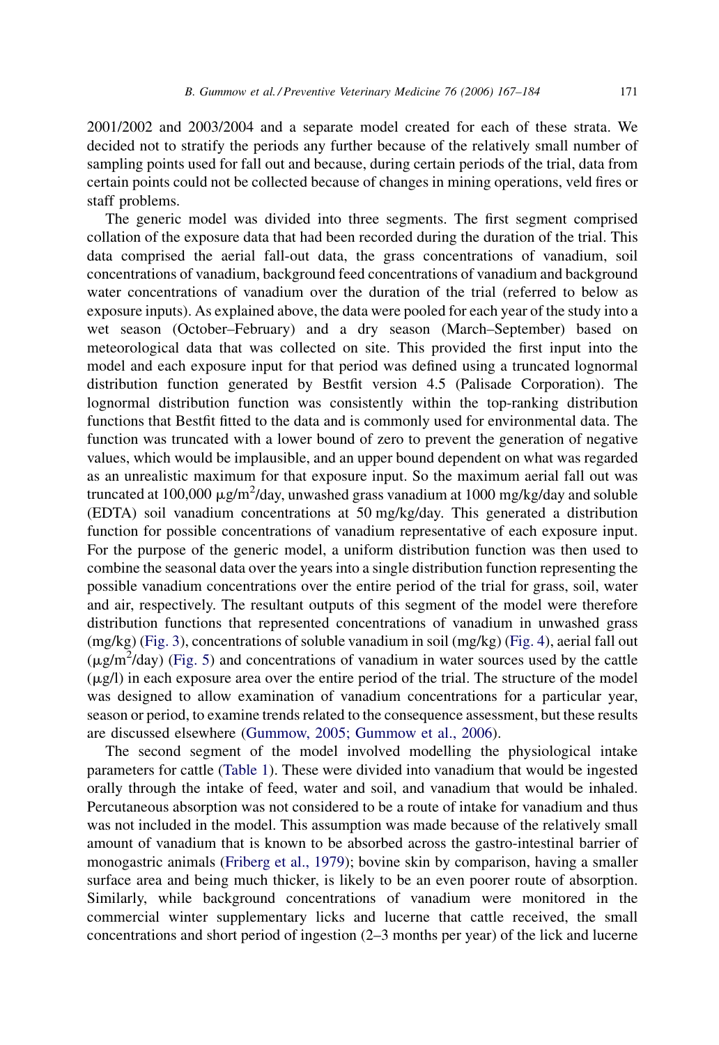2001/2002 and 2003/2004 and a separate model created for each of these strata. We decided not to stratify the periods any further because of the relatively small number of sampling points used for fall out and because, during certain periods of the trial, data from certain points could not be collected because of changes in mining operations, veld fires or staff problems.

The generic model was divided into three segments. The first segment comprised collation of the exposure data that had been recorded during the duration of the trial. This data comprised the aerial fall-out data, the grass concentrations of vanadium, soil concentrations of vanadium, background feed concentrations of vanadium and background water concentrations of vanadium over the duration of the trial (referred to below as exposure inputs). As explained above, the data were pooled for each year of the study into a wet season (October–February) and a dry season (March–September) based on meteorological data that was collected on site. This provided the first input into the model and each exposure input for that period was defined using a truncated lognormal distribution function generated by Bestfit version 4.5 (Palisade Corporation). The lognormal distribution function was consistently within the top-ranking distribution functions that Bestfit fitted to the data and is commonly used for environmental data. The function was truncated with a lower bound of zero to prevent the generation of negative values, which would be implausible, and an upper bound dependent on what was regarded as an unrealistic maximum for that exposure input. So the maximum aerial fall out was truncated at 100,000 $\mu g/m^2$/day, unwashed grass vanadium at 1000 mg/kg/day and soluble (EDTA) soil vanadium concentrations at 50 mg/kg/day. This generated a distribution function for possible concentrations of vanadium representative of each exposure input. For the purpose of the generic model, a uniform distribution function was then used to combine the seasonal data over the years into a single distribution function representing the possible vanadium concentrations over the entire period of the trial for grass, soil, water and air, respectively. The resultant outputs of this segment of the model were therefore distribution functions that represented concentrations of vanadium in unwashed grass (mg/kg) (Fig. 3), concentrations of soluble vanadium in soil (mg/kg) (Fig. 4), aerial fall out ($\mu g/m^2$/day) (Fig. 5) and concentrations of vanadium in water sources used by the cattle ($\mu g/l$) in each exposure area over the entire period of the trial. The structure of the model was designed to allow examination of vanadium concentrations for a particular year, season or period, to examine trends related to the consequence assessment, but these results are discussed elsewhere (Gummow, 2005; Gummow et al., 2006).

The second segment of the model involved modelling the physiological intake parameters for cattle (Table 1). These were divided into vanadium that would be ingested orally through the intake of feed, water and soil, and vanadium that would be inhaled. Percutaneous absorption was not considered to be a route of intake for vanadium and thus was not included in the model. This assumption was made because of the relatively small amount of vanadium that is known to be absorbed across the gastro-intestinal barrier of monogastric animals (Friberg et al., 1979); bovine skin by comparison, having a smaller surface area and being much thicker, is likely to be an even poorer route of absorption. Similarly, while background concentrations of vanadium were monitored in the commercial winter supplementary licks and lucerne that cattle received, the small concentrations and short period of ingestion (2–3 months per year) of the lick and lucerne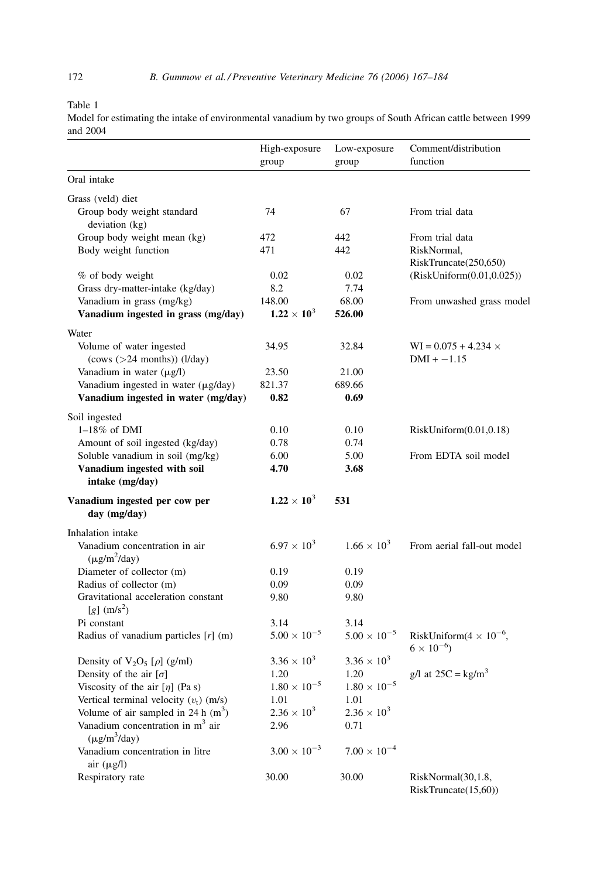Table 1

Model for estimating the intake of environmental vanadium by two groups of South African cattle between 1999 and 2004

| | High-exposure group | Low-exposure group | Comment/distribution function |
|---|---|---|---|
| Oral intake | | | |
| Grass (veld) diet | | | |
| Group body weight standard deviation (kg) | 74 | 67 | From trial data |
| Group body weight mean (kg) | 472 | 442 | From trial data |
| Body weight function | 471 | 442 | RiskNormal, RiskTruncate(250,650) |
| % of body weight | 0.02 | 0.02 | (RiskUniform(0.01,0.025)) |
| Grass dry-matter-intake (kg/day) | 8.2 | 7.74 | |
| Vanadium in grass (mg/kg) | 148.00 | 68.00 | From unwashed grass model |
| **Vanadium ingested in grass (mg/day)** | **$1.22 \times 10^3$** | **526.00** | |
| Water | | | |
| Volume of water ingested (cows (>24 months)) (l/day) | 34.95 | 32.84 | WI = 0.075 + 4.234 $\times$ DMI + −1.15 |
| Vanadium in water (μg/l) | 23.50 | 21.00 | |
| Vanadium ingested in water (μg/day) | 821.37 | 689.66 | |
| **Vanadium ingested in water (mg/day)** | **0.82** | **0.69** | |
| Soil ingested | | | |
| 1–18% of DMI | 0.10 | 0.10 | RiskUniform(0.01,0.18) |
| Amount of soil ingested (kg/day) | 0.78 | 0.74 | |
| Soluble vanadium in soil (mg/kg) | 6.00 | 5.00 | From EDTA soil model |
| **Vanadium ingested with soil intake (mg/day)** | **4.70** | **3.68** | |
| **Vanadium ingested per cow per day (mg/day)** | **$1.22 \times 10^3$** | **531** | |
| Inhalation intake | | | |
| Vanadium concentration in air (μg/m$^2$/day) | $6.97 \times 10^3$ | $1.66 \times 10^3$ | From aerial fall-out model |
| Diameter of collector (m) | 0.19 | 0.19 | |
| Radius of collector (m) | 0.09 | 0.09 | |
| Gravitational acceleration constant [$g$] (m/s$^2$) | 9.80 | 9.80 | |
| Pi constant | 3.14 | 3.14 | |
| Radius of vanadium particles [$r$] (m) | $5.00 \times 10^{-5}$ | $5.00 \times 10^{-5}$ | RiskUniform($4 \times 10^{-6}$, $6 \times 10^{-6}$) |
| Density of $V_2O_5$ [$\rho$] (g/ml) | $3.36 \times 10^3$ | $3.36 \times 10^3$ | |
| Density of the air [$\sigma$] | 1.20 | 1.20 | g/l at 25C = kg/m$^3$ |
| Viscosity of the air [$\eta$] (Pa s) | $1.80 \times 10^{-5}$ | $1.80 \times 10^{-5}$ | |
| Vertical terminal velocity ($v_t$) (m/s) | 1.01 | 1.01 | |
| Volume of air sampled in 24 h (m$^3$) | $2.36 \times 10^3$ | $2.36 \times 10^3$ | |
| Vanadium concentration in m$^3$ air (μg/m$^3$/day) | 2.96 | 0.71 | |
| Vanadium concentration in litre air (μg/l) | $3.00 \times 10^{-3}$ | $7.00 \times 10^{-4}$ | |
| Respiratory rate | 30.00 | 30.00 | RiskNormal(30,1.8, RiskTruncate(15,60)) |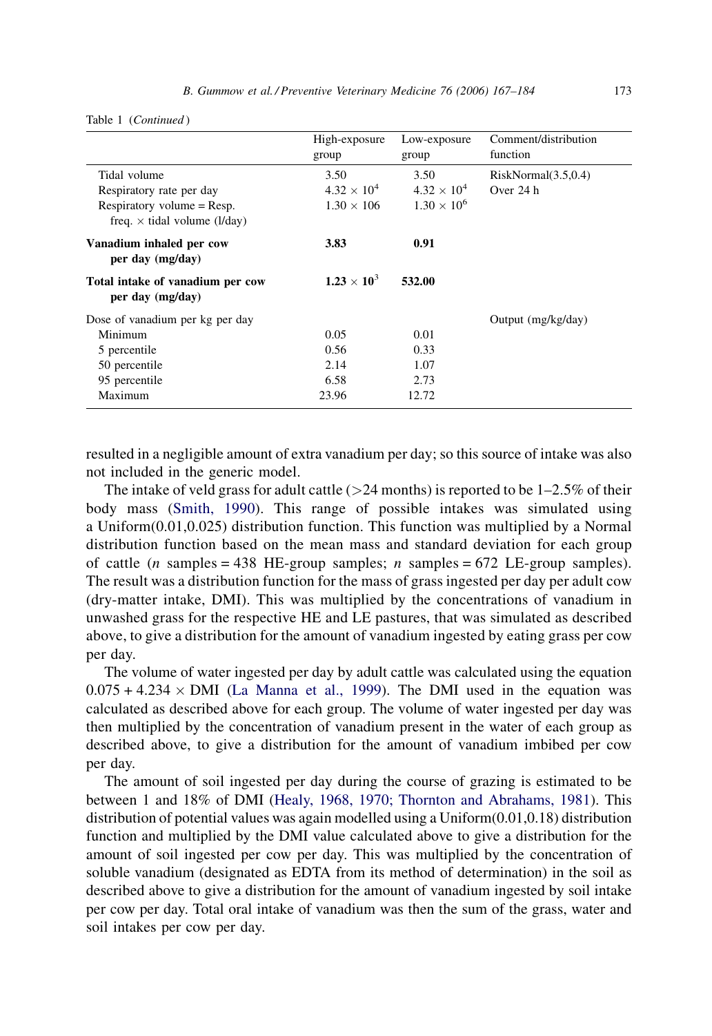Table 1 (*Continued*)

| | High-exposure group | Low-exposure group | Comment/distribution function |
|---|---|---|---|
| Tidal volume | 3.50 | 3.50 | RiskNormal(3.5,0.4) |
| Respiratory rate per day | $4.32 \times 10^4$ | $4.32 \times 10^4$ | Over 24 h |
| Respiratory volume = Resp. freq. × tidal volume (l/day) | $1.30 \times 106$ | $1.30 \times 10^6$ | |
| **Vanadium inhaled per cow per day (mg/day)** | **3.83** | **0.91** | |
| **Total intake of vanadium per cow per day (mg/day)** | **$1.23 \times 10^3$** | **532.00** | |
| Dose of vanadium per kg per day | | | Output (mg/kg/day) |
| Minimum | 0.05 | 0.01 | |
| 5 percentile | 0.56 | 0.33 | |
| 50 percentile | 2.14 | 1.07 | |
| 95 percentile | 6.58 | 2.73 | |
| Maximum | 23.96 | 12.72 | |

resulted in a negligible amount of extra vanadium per day; so this source of intake was also not included in the generic model.

The intake of veld grass for adult cattle (>24 months) is reported to be 1–2.5% of their body mass (Smith, 1990). This range of possible intakes was simulated using a Uniform(0.01,0.025) distribution function. This function was multiplied by a Normal distribution function based on the mean mass and standard deviation for each group of cattle ($n$ samples = 438 HE-group samples; $n$ samples = 672 LE-group samples). The result was a distribution function for the mass of grass ingested per day per adult cow (dry-matter intake, DMI). This was multiplied by the concentrations of vanadium in unwashed grass for the respective HE and LE pastures, that was simulated as described above, to give a distribution for the amount of vanadium ingested by eating grass per cow per day.

The volume of water ingested per day by adult cattle was calculated using the equation $0.075 + 4.234 \times \text{DMI}$ (La Manna et al., 1999). The DMI used in the equation was calculated as described above for each group. The volume of water ingested per day was then multiplied by the concentration of vanadium present in the water of each group as described above, to give a distribution for the amount of vanadium imbibed per cow per day.

The amount of soil ingested per day during the course of grazing is estimated to be between 1 and 18% of DMI (Healy, 1968, 1970; Thornton and Abrahams, 1981). This distribution of potential values was again modelled using a Uniform(0.01,0.18) distribution function and multiplied by the DMI value calculated above to give a distribution for the amount of soil ingested per cow per day. This was multiplied by the concentration of soluble vanadium (designated as EDTA from its method of determination) in the soil as described above to give a distribution for the amount of vanadium ingested by soil intake per cow per day. Total oral intake of vanadium was then the sum of the grass, water and soil intakes per cow per day.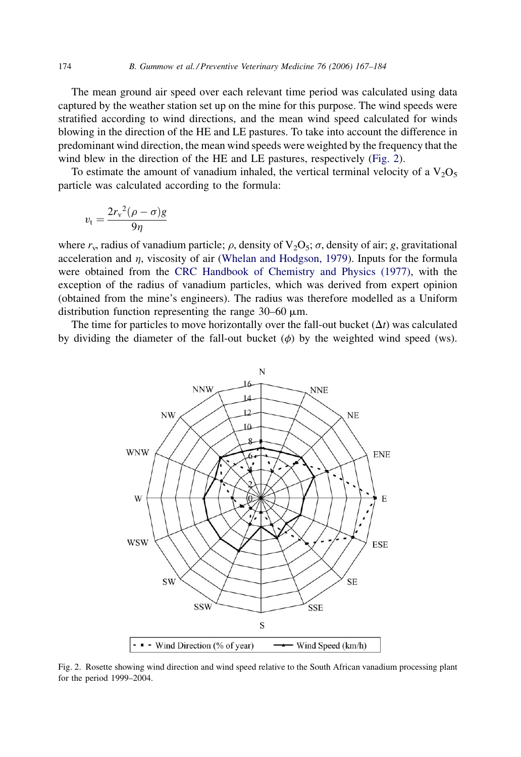The mean ground air speed over each relevant time period was calculated using data captured by the weather station set up on the mine for this purpose. The wind speeds were stratified according to wind directions, and the mean wind speed calculated for winds blowing in the direction of the HE and LE pastures. To take into account the difference in predominant wind direction, the mean wind speeds were weighted by the frequency that the wind blew in the direction of the HE and LE pastures, respectively (Fig. 2).

To estimate the amount of vanadium inhaled, the vertical terminal velocity of a $V_2O_5$ particle was calculated according to the formula:

$$v_t = \frac{2{r_v}^2(\rho - \sigma)g}{9\eta}$$

where $r_v$, radius of vanadium particle; $\rho$, density of $V_2O_5$; $\sigma$, density of air; $g$, gravitational acceleration and $\eta$, viscosity of air (Whelan and Hodgson, 1979). Inputs for the formula were obtained from the CRC Handbook of Chemistry and Physics (1977), with the exception of the radius of vanadium particles, which was derived from expert opinion (obtained from the mine's engineers). The radius was therefore modelled as a Uniform distribution function representing the range 30–60 μm.

The time for particles to move horizontally over the fall-out bucket ($\Delta t$) was calculated by dividing the diameter of the fall-out bucket ($\phi$) by the weighted wind speed (ws).

Fig. 2. Rosette showing wind direction and wind speed relative to the South African vanadium processing plant for the period 1999–2004.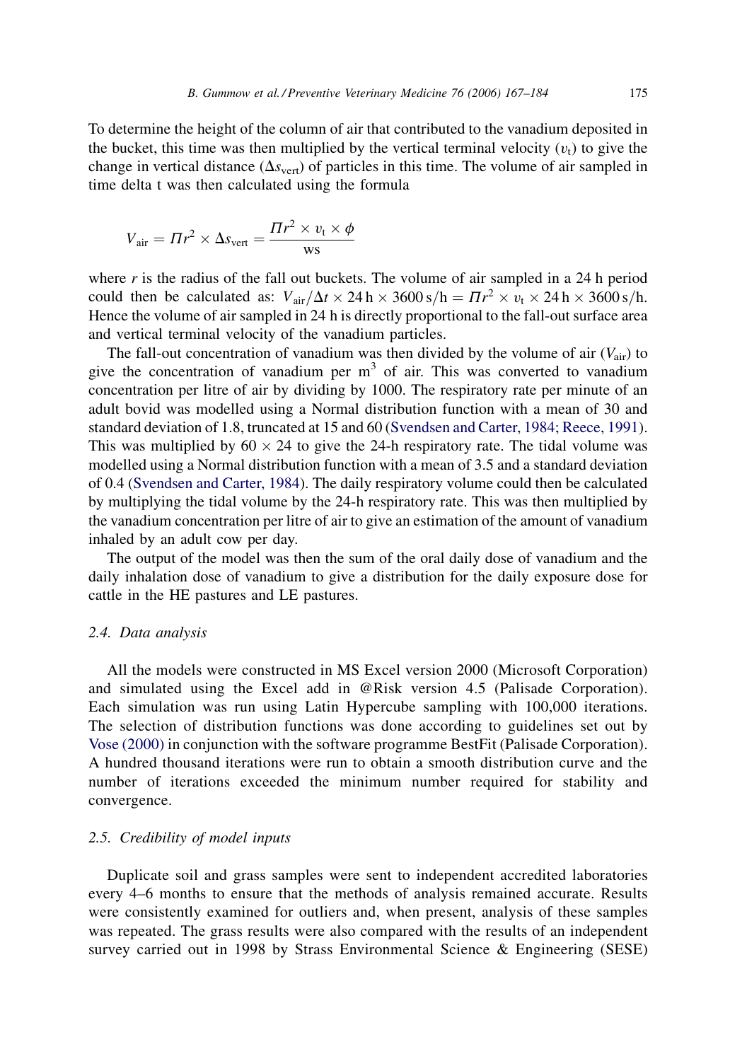To determine the height of the column of air that contributed to the vanadium deposited in the bucket, this time was then multiplied by the vertical terminal velocity ($v_t$) to give the change in vertical distance ($\Delta s_{vert}$) of particles in this time. The volume of air sampled in time delta t was then calculated using the formula

$$V_{air} = \Pi r^2 \times \Delta s_{vert} = \frac{\Pi r^2 \times v_t \times \phi}{ws}$$

where $r$ is the radius of the fall out buckets. The volume of air sampled in a 24 h period could then be calculated as: $V_{air}/\Delta t \times 24\,\text{h} \times 3600\,\text{s/h} = \Pi r^2 \times v_t \times 24\,\text{h} \times 3600\,\text{s/h}$. Hence the volume of air sampled in 24 h is directly proportional to the fall-out surface area and vertical terminal velocity of the vanadium particles.

The fall-out concentration of vanadium was then divided by the volume of air ($V_{air}$) to give the concentration of vanadium per $m^3$ of air. This was converted to vanadium concentration per litre of air by dividing by 1000. The respiratory rate per minute of an adult bovid was modelled using a Normal distribution function with a mean of 30 and standard deviation of 1.8, truncated at 15 and 60 (Svendsen and Carter, 1984; Reece, 1991). This was multiplied by $60 \times 24$ to give the 24-h respiratory rate. The tidal volume was modelled using a Normal distribution function with a mean of 3.5 and a standard deviation of 0.4 (Svendsen and Carter, 1984). The daily respiratory volume could then be calculated by multiplying the tidal volume by the 24-h respiratory rate. This was then multiplied by the vanadium concentration per litre of air to give an estimation of the amount of vanadium inhaled by an adult cow per day.

The output of the model was then the sum of the oral daily dose of vanadium and the daily inhalation dose of vanadium to give a distribution for the daily exposure dose for cattle in the HE pastures and LE pastures.

### 2.4. Data analysis

All the models were constructed in MS Excel version 2000 (Microsoft Corporation) and simulated using the Excel add in @Risk version 4.5 (Palisade Corporation). Each simulation was run using Latin Hypercube sampling with 100,000 iterations. The selection of distribution functions was done according to guidelines set out by Vose (2000) in conjunction with the software programme BestFit (Palisade Corporation). A hundred thousand iterations were run to obtain a smooth distribution curve and the number of iterations exceeded the minimum number required for stability and convergence.

### 2.5. Credibility of model inputs

Duplicate soil and grass samples were sent to independent accredited laboratories every 4–6 months to ensure that the methods of analysis remained accurate. Results were consistently examined for outliers and, when present, analysis of these samples was repeated. The grass results were also compared with the results of an independent survey carried out in 1998 by Strass Environmental Science & Engineering (SESE)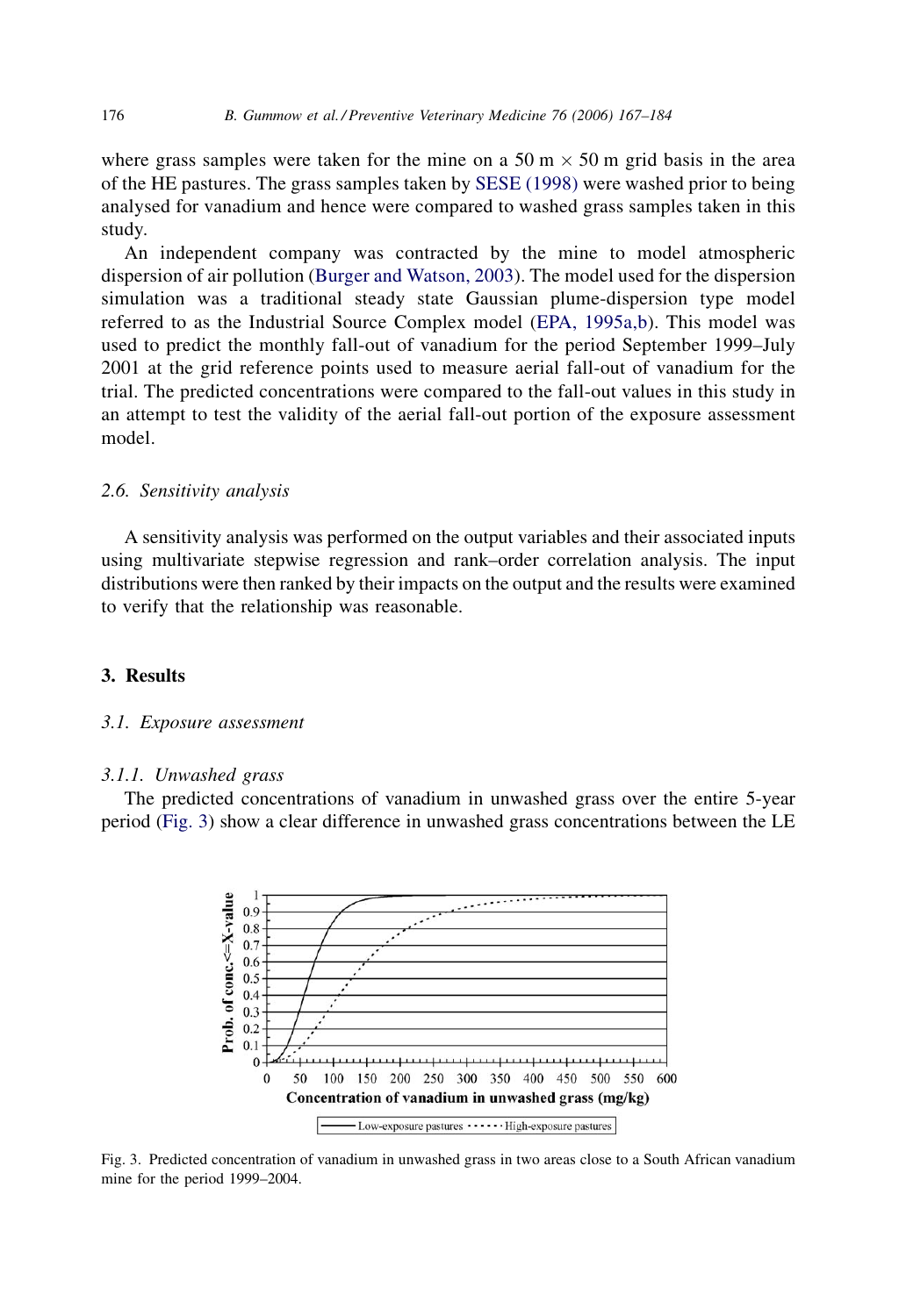where grass samples were taken for the mine on a 50 m × 50 m grid basis in the area of the HE pastures. The grass samples taken by SESE (1998) were washed prior to being analysed for vanadium and hence were compared to washed grass samples taken in this study.

An independent company was contracted by the mine to model atmospheric dispersion of air pollution (Burger and Watson, 2003). The model used for the dispersion simulation was a traditional steady state Gaussian plume-dispersion type model referred to as the Industrial Source Complex model (EPA, 1995a,b). This model was used to predict the monthly fall-out of vanadium for the period September 1999–July 2001 at the grid reference points used to measure aerial fall-out of vanadium for the trial. The predicted concentrations were compared to the fall-out values in this study in an attempt to test the validity of the aerial fall-out portion of the exposure assessment model.

### 2.6. Sensitivity analysis

A sensitivity analysis was performed on the output variables and their associated inputs using multivariate stepwise regression and rank–order correlation analysis. The input distributions were then ranked by their impacts on the output and the results were examined to verify that the relationship was reasonable.

## 3. Results

### 3.1. Exposure assessment

#### 3.1.1. Unwashed grass

The predicted concentrations of vanadium in unwashed grass over the entire 5-year period (Fig. 3) show a clear difference in unwashed grass concentrations between the LE

Fig. 3. Predicted concentration of vanadium in unwashed grass in two areas close to a South African vanadium mine for the period 1999–2004.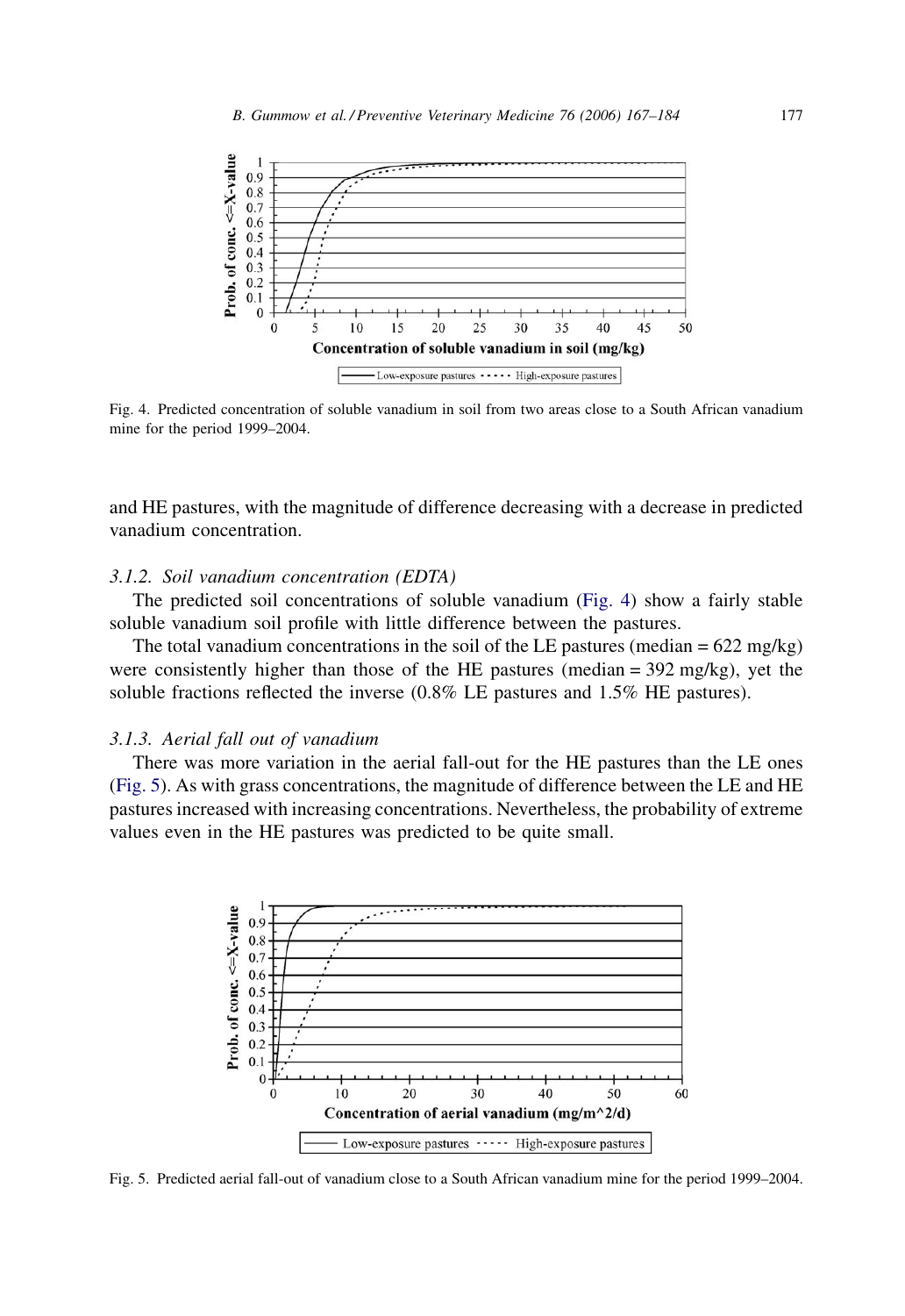Fig. 4. Predicted concentration of soluble vanadium in soil from two areas close to a South African vanadium mine for the period 1999–2004.

and HE pastures, with the magnitude of difference decreasing with a decrease in predicted vanadium concentration.

### 3.1.2. Soil vanadium concentration (EDTA)

The predicted soil concentrations of soluble vanadium (Fig. 4) show a fairly stable soluble vanadium soil profile with little difference between the pastures.

The total vanadium concentrations in the soil of the LE pastures (median = 622 mg/kg) were consistently higher than those of the HE pastures (median = 392 mg/kg), yet the soluble fractions reflected the inverse (0.8% LE pastures and 1.5% HE pastures).

### 3.1.3. Aerial fall out of vanadium

There was more variation in the aerial fall-out for the HE pastures than the LE ones (Fig. 5). As with grass concentrations, the magnitude of difference between the LE and HE pastures increased with increasing concentrations. Nevertheless, the probability of extreme values even in the HE pastures was predicted to be quite small.

Fig. 5. Predicted aerial fall-out of vanadium close to a South African vanadium mine for the period 1999–2004.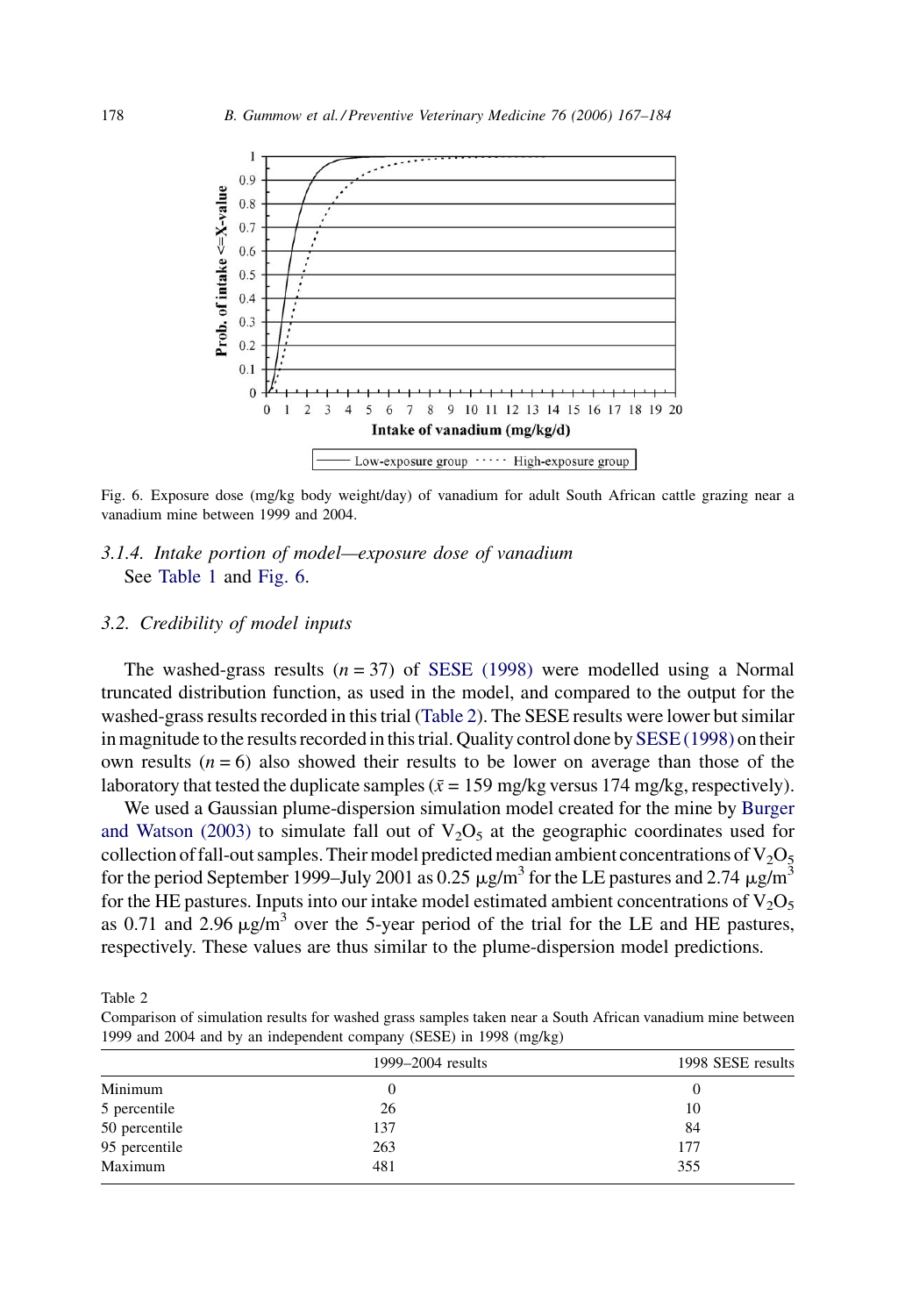Fig. 6. Exposure dose (mg/kg body weight/day) of vanadium for adult South African cattle grazing near a vanadium mine between 1999 and 2004.

### *3.1.4. Intake portion of model—exposure dose of vanadium*

See Table 1 and Fig. 6.

## *3.2. Credibility of model inputs*

The washed-grass results ($n = 37$) of SESE (1998) were modelled using a Normal truncated distribution function, as used in the model, and compared to the output for the washed-grass results recorded in this trial (Table 2). The SESE results were lower but similar in magnitude to the results recorded in this trial. Quality control done by SESE (1998) on their own results ($n = 6$) also showed their results to be lower on average than those of the laboratory that tested the duplicate samples ($\bar{x} = 159$ mg/kg versus 174 mg/kg, respectively).

We used a Gaussian plume-dispersion simulation model created for the mine by Burger and Watson (2003) to simulate fall out of $V_2O_5$ at the geographic coordinates used for collection of fall-out samples. Their model predicted median ambient concentrations of $V_2O_5$ for the period September 1999–July 2001 as 0.25 $\mu g/m^3$ for the LE pastures and 2.74 $\mu g/m^3$ for the HE pastures. Inputs into our intake model estimated ambient concentrations of $V_2O_5$ as 0.71 and 2.96 $\mu g/m^3$ over the 5-year period of the trial for the LE and HE pastures, respectively. These values are thus similar to the plume-dispersion model predictions.

Table 2
Comparison of simulation results for washed grass samples taken near a South African vanadium mine between 1999 and 2004 and by an independent company (SESE) in 1998 (mg/kg)

| | 1999–2004 results | 1998 SESE results |
|---|---|---|
| Minimum | 0 | 0 |
| 5 percentile | 26 | 10 |
| 50 percentile | 137 | 84 |
| 95 percentile | 263 | 177 |
| Maximum | 481 | 355 |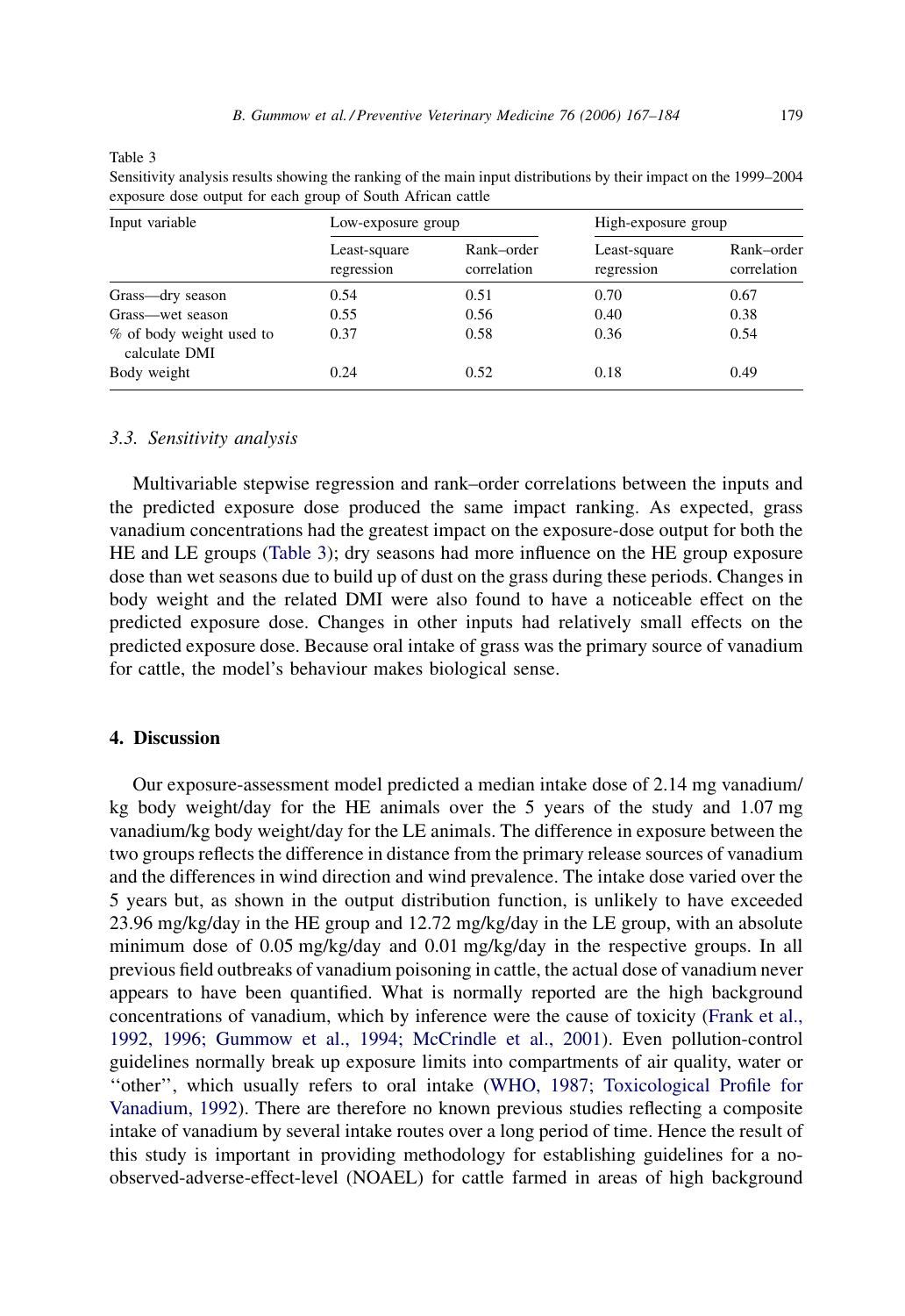Table 3
Sensitivity analysis results showing the ranking of the main input distributions by their impact on the 1999–2004 exposure dose output for each group of South African cattle

| Input variable | Low-exposure group | | High-exposure group | |
|---|---|---|---|---|
| | Least-square regression | Rank–order correlation | Least-square regression | Rank–order correlation |
| Grass—dry season | 0.54 | 0.51 | 0.70 | 0.67 |
| Grass—wet season | 0.55 | 0.56 | 0.40 | 0.38 |
| % of body weight used to calculate DMI | 0.37 | 0.58 | 0.36 | 0.54 |
| Body weight | 0.24 | 0.52 | 0.18 | 0.49 |

### 3.3. Sensitivity analysis

Multivariable stepwise regression and rank–order correlations between the inputs and the predicted exposure dose produced the same impact ranking. As expected, grass vanadium concentrations had the greatest impact on the exposure-dose output for both the HE and LE groups (Table 3); dry seasons had more influence on the HE group exposure dose than wet seasons due to build up of dust on the grass during these periods. Changes in body weight and the related DMI were also found to have a noticeable effect on the predicted exposure dose. Changes in other inputs had relatively small effects on the predicted exposure dose. Because oral intake of grass was the primary source of vanadium for cattle, the model's behaviour makes biological sense.

## 4. Discussion

Our exposure-assessment model predicted a median intake dose of 2.14 mg vanadium/kg body weight/day for the HE animals over the 5 years of the study and 1.07 mg vanadium/kg body weight/day for the LE animals. The difference in exposure between the two groups reflects the difference in distance from the primary release sources of vanadium and the differences in wind direction and wind prevalence. The intake dose varied over the 5 years but, as shown in the output distribution function, is unlikely to have exceeded 23.96 mg/kg/day in the HE group and 12.72 mg/kg/day in the LE group, with an absolute minimum dose of 0.05 mg/kg/day and 0.01 mg/kg/day in the respective groups. In all previous field outbreaks of vanadium poisoning in cattle, the actual dose of vanadium never appears to have been quantified. What is normally reported are the high background concentrations of vanadium, which by inference were the cause of toxicity (Frank et al., 1992, 1996; Gummow et al., 1994; McCrindle et al., 2001). Even pollution-control guidelines normally break up exposure limits into compartments of air quality, water or ''other'', which usually refers to oral intake (WHO, 1987; Toxicological Profile for Vanadium, 1992). There are therefore no known previous studies reflecting a composite intake of vanadium by several intake routes over a long period of time. Hence the result of this study is important in providing methodology for establishing guidelines for a no-observed-adverse-effect-level (NOAEL) for cattle farmed in areas of high background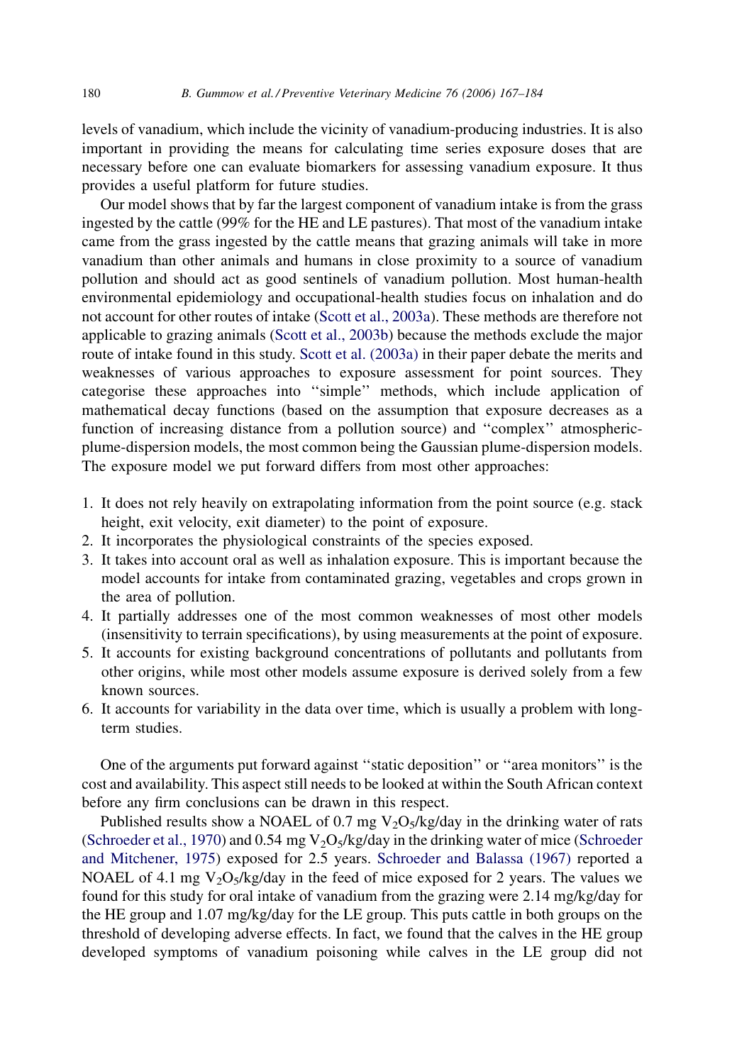levels of vanadium, which include the vicinity of vanadium-producing industries. It is also important in providing the means for calculating time series exposure doses that are necessary before one can evaluate biomarkers for assessing vanadium exposure. It thus provides a useful platform for future studies.

Our model shows that by far the largest component of vanadium intake is from the grass ingested by the cattle (99% for the HE and LE pastures). That most of the vanadium intake came from the grass ingested by the cattle means that grazing animals will take in more vanadium than other animals and humans in close proximity to a source of vanadium pollution and should act as good sentinels of vanadium pollution. Most human-health environmental epidemiology and occupational-health studies focus on inhalation and do not account for other routes of intake (Scott et al., 2003a). These methods are therefore not applicable to grazing animals (Scott et al., 2003b) because the methods exclude the major route of intake found in this study. Scott et al. (2003a) in their paper debate the merits and weaknesses of various approaches to exposure assessment for point sources. They categorise these approaches into ''simple'' methods, which include application of mathematical decay functions (based on the assumption that exposure decreases as a function of increasing distance from a pollution source) and ''complex'' atmospheric-plume-dispersion models, the most common being the Gaussian plume-dispersion models. The exposure model we put forward differs from most other approaches:

1. It does not rely heavily on extrapolating information from the point source (e.g. stack height, exit velocity, exit diameter) to the point of exposure.
2. It incorporates the physiological constraints of the species exposed.
3. It takes into account oral as well as inhalation exposure. This is important because the model accounts for intake from contaminated grazing, vegetables and crops grown in the area of pollution.
4. It partially addresses one of the most common weaknesses of most other models (insensitivity to terrain specifications), by using measurements at the point of exposure.
5. It accounts for existing background concentrations of pollutants and pollutants from other origins, while most other models assume exposure is derived solely from a few known sources.
6. It accounts for variability in the data over time, which is usually a problem with long-term studies.

One of the arguments put forward against ''static deposition'' or ''area monitors'' is the cost and availability. This aspect still needs to be looked at within the South African context before any firm conclusions can be drawn in this respect.

Published results show a NOAEL of 0.7 mg $V_2O_5$/kg/day in the drinking water of rats (Schroeder et al., 1970) and 0.54 mg $V_2O_5$/kg/day in the drinking water of mice (Schroeder and Mitchener, 1975) exposed for 2.5 years. Schroeder and Balassa (1967) reported a NOAEL of 4.1 mg $V_2O_5$/kg/day in the feed of mice exposed for 2 years. The values we found for this study for oral intake of vanadium from the grazing were 2.14 mg/kg/day for the HE group and 1.07 mg/kg/day for the LE group. This puts cattle in both groups on the threshold of developing adverse effects. In fact, we found that the calves in the HE group developed symptoms of vanadium poisoning while calves in the LE group did not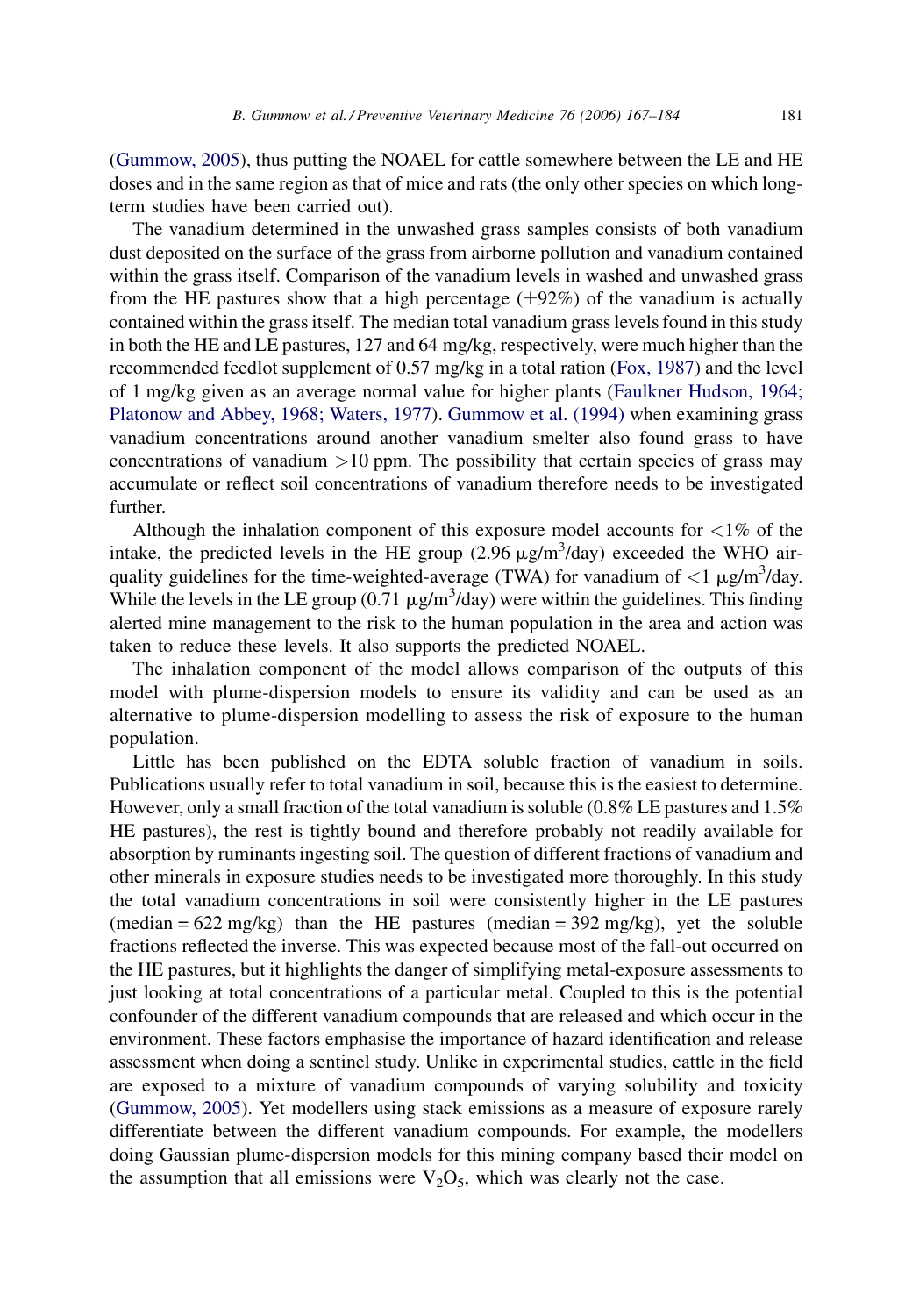(Gummow, 2005), thus putting the NOAEL for cattle somewhere between the LE and HE doses and in the same region as that of mice and rats (the only other species on which long-term studies have been carried out).

The vanadium determined in the unwashed grass samples consists of both vanadium dust deposited on the surface of the grass from airborne pollution and vanadium contained within the grass itself. Comparison of the vanadium levels in washed and unwashed grass from the HE pastures show that a high percentage (±92%) of the vanadium is actually contained within the grass itself. The median total vanadium grass levels found in this study in both the HE and LE pastures, 127 and 64 mg/kg, respectively, were much higher than the recommended feedlot supplement of 0.57 mg/kg in a total ration (Fox, 1987) and the level of 1 mg/kg given as an average normal value for higher plants (Faulkner Hudson, 1964; Platonow and Abbey, 1968; Waters, 1977). Gummow et al. (1994) when examining grass vanadium concentrations around another vanadium smelter also found grass to have concentrations of vanadium >10 ppm. The possibility that certain species of grass may accumulate or reflect soil concentrations of vanadium therefore needs to be investigated further.

Although the inhalation component of this exposure model accounts for <1% of the intake, the predicted levels in the HE group (2.96 $\mu g/m^3$/day) exceeded the WHO air-quality guidelines for the time-weighted-average (TWA) for vanadium of <1 $\mu g/m^3$/day. While the levels in the LE group (0.71 $\mu g/m^3$/day) were within the guidelines. This finding alerted mine management to the risk to the human population in the area and action was taken to reduce these levels. It also supports the predicted NOAEL.

The inhalation component of the model allows comparison of the outputs of this model with plume-dispersion models to ensure its validity and can be used as an alternative to plume-dispersion modelling to assess the risk of exposure to the human population.

Little has been published on the EDTA soluble fraction of vanadium in soils. Publications usually refer to total vanadium in soil, because this is the easiest to determine. However, only a small fraction of the total vanadium is soluble (0.8% LE pastures and 1.5% HE pastures), the rest is tightly bound and therefore probably not readily available for absorption by ruminants ingesting soil. The question of different fractions of vanadium and other minerals in exposure studies needs to be investigated more thoroughly. In this study the total vanadium concentrations in soil were consistently higher in the LE pastures (median = 622 mg/kg) than the HE pastures (median = 392 mg/kg), yet the soluble fractions reflected the inverse. This was expected because most of the fall-out occurred on the HE pastures, but it highlights the danger of simplifying metal-exposure assessments to just looking at total concentrations of a particular metal. Coupled to this is the potential confounder of the different vanadium compounds that are released and which occur in the environment. These factors emphasise the importance of hazard identification and release assessment when doing a sentinel study. Unlike in experimental studies, cattle in the field are exposed to a mixture of vanadium compounds of varying solubility and toxicity (Gummow, 2005). Yet modellers using stack emissions as a measure of exposure rarely differentiate between the different vanadium compounds. For example, the modellers doing Gaussian plume-dispersion models for this mining company based their model on the assumption that all emissions were $V_2O_5$, which was clearly not the case.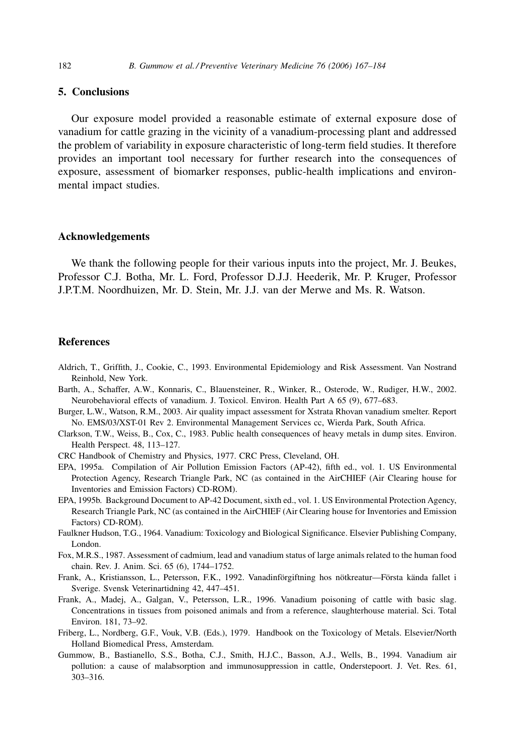## 5. Conclusions

Our exposure model provided a reasonable estimate of external exposure dose of vanadium for cattle grazing in the vicinity of a vanadium-processing plant and addressed the problem of variability in exposure characteristic of long-term field studies. It therefore provides an important tool necessary for further research into the consequences of exposure, assessment of biomarker responses, public-health implications and environmental impact studies.

## Acknowledgements

We thank the following people for their various inputs into the project, Mr. J. Beukes, Professor C.J. Botha, Mr. L. Ford, Professor D.J.J. Heederik, Mr. P. Kruger, Professor J.P.T.M. Noordhuizen, Mr. D. Stein, Mr. J.J. van der Merwe and Ms. R. Watson.

## References

Aldrich, T., Griffith, J., Cookie, C., 1993. Environmental Epidemiology and Risk Assessment. Van Nostrand Reinhold, New York.

Barth, A., Schaffer, A.W., Konnaris, C., Blauensteiner, R., Winker, R., Osterode, W., Rudiger, H.W., 2002. Neurobehavioral effects of vanadium. J. Toxicol. Environ. Health Part A 65 (9), 677–683.

Burger, L.W., Watson, R.M., 2003. Air quality impact assessment for Xstrata Rhovan vanadium smelter. Report No. EMS/03/XST-01 Rev 2. Environmental Management Services cc, Wierda Park, South Africa.

Clarkson, T.W., Weiss, B., Cox, C., 1983. Public health consequences of heavy metals in dump sites. Environ. Health Perspect. 48, 113–127.

CRC Handbook of Chemistry and Physics, 1977. CRC Press, Cleveland, OH.

EPA, 1995a. Compilation of Air Pollution Emission Factors (AP-42), fifth ed., vol. 1. US Environmental Protection Agency, Research Triangle Park, NC (as contained in the AirCHIEF (Air Clearing house for Inventories and Emission Factors) CD-ROM).

EPA, 1995b. Background Document to AP-42 Document, sixth ed., vol. 1. US Environmental Protection Agency, Research Triangle Park, NC (as contained in the AirCHIEF (Air Clearing house for Inventories and Emission Factors) CD-ROM).

Faulkner Hudson, T.G., 1964. Vanadium: Toxicology and Biological Significance. Elsevier Publishing Company, London.

Fox, M.R.S., 1987. Assessment of cadmium, lead and vanadium status of large animals related to the human food chain. Rev. J. Anim. Sci. 65 (6), 1744–1752.

Frank, A., Kristiansson, L., Petersson, F.K., 1992. Vanadinförgiftning hos nötkreatur—Första kända fallet i Sverige. Svensk Veterinartidning 42, 447–451.

Frank, A., Madej, A., Galgan, V., Petersson, L.R., 1996. Vanadium poisoning of cattle with basic slag. Concentrations in tissues from poisoned animals and from a reference, slaughterhouse material. Sci. Total Environ. 181, 73–92.

Friberg, L., Nordberg, G.F., Vouk, V.B. (Eds.), 1979. Handbook on the Toxicology of Metals. Elsevier/North Holland Biomedical Press, Amsterdam.

Gummow, B., Bastianello, S.S., Botha, C.J., Smith, H.J.C., Basson, A.J., Wells, B., 1994. Vanadium air pollution: a cause of malabsorption and immunosuppression in cattle, Onderstepoort. J. Vet. Res. 61, 303–316.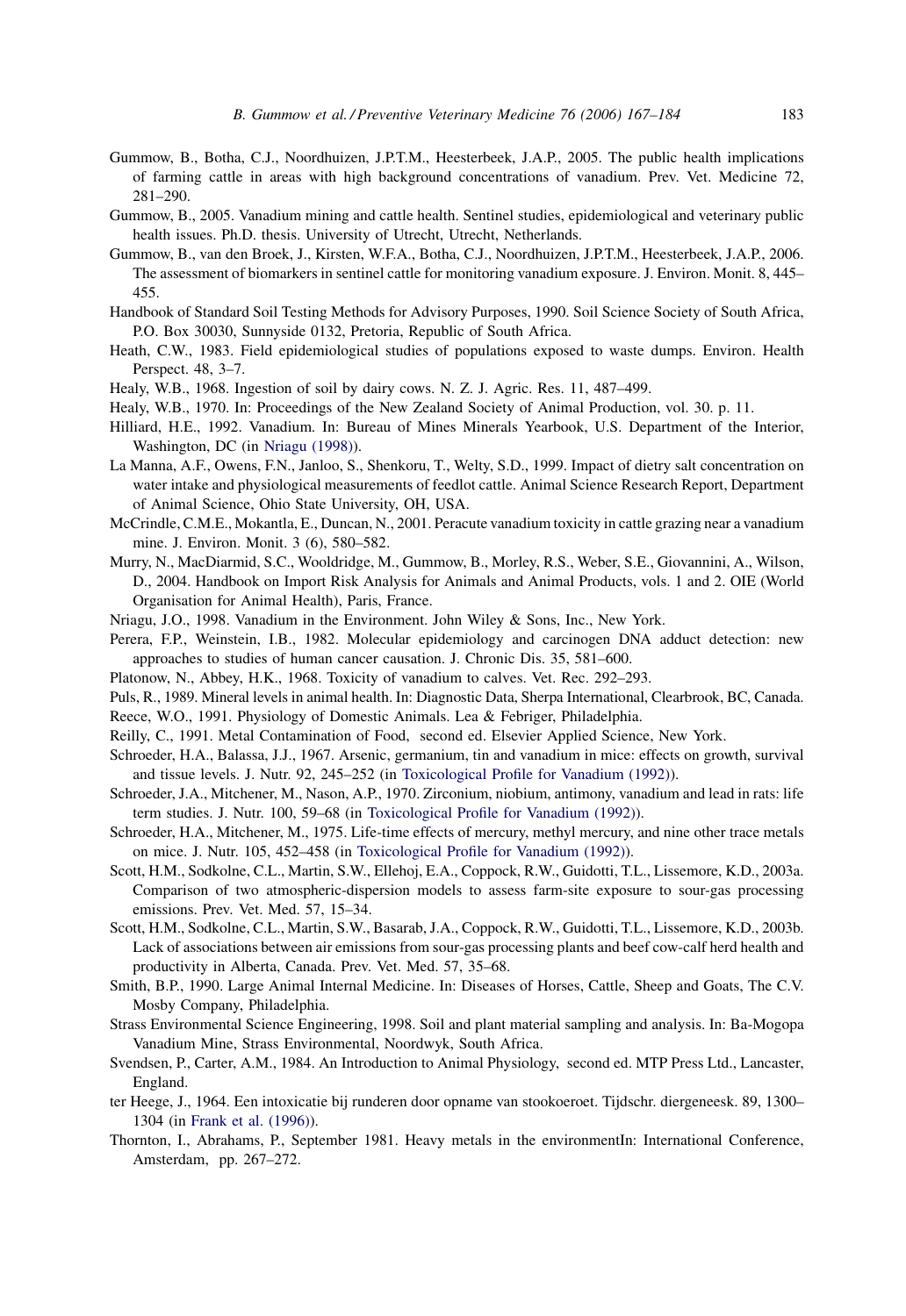Gummow, B., Botha, C.J., Noordhuizen, J.P.T.M., Heesterbeek, J.A.P., 2005. The public health implications of farming cattle in areas with high background concentrations of vanadium. Prev. Vet. Medicine 72, 281–290.

Gummow, B., 2005. Vanadium mining and cattle health. Sentinel studies, epidemiological and veterinary public health issues. Ph.D. thesis. University of Utrecht, Utrecht, Netherlands.

Gummow, B., van den Broek, J., Kirsten, W.F.A., Botha, C.J., Noordhuizen, J.P.T.M., Heesterbeek, J.A.P., 2006. The assessment of biomarkers in sentinel cattle for monitoring vanadium exposure. J. Environ. Monit. 8, 445–455.

Handbook of Standard Soil Testing Methods for Advisory Purposes, 1990. Soil Science Society of South Africa, P.O. Box 30030, Sunnyside 0132, Pretoria, Republic of South Africa.

Heath, C.W., 1983. Field epidemiological studies of populations exposed to waste dumps. Environ. Health Perspect. 48, 3–7.

Healy, W.B., 1968. Ingestion of soil by dairy cows. N. Z. J. Agric. Res. 11, 487–499.

Healy, W.B., 1970. In: Proceedings of the New Zealand Society of Animal Production, vol. 30. p. 11.

Hilliard, H.E., 1992. Vanadium. In: Bureau of Mines Minerals Yearbook, U.S. Department of the Interior, Washington, DC (in Nriagu (1998)).

La Manna, A.F., Owens, F.N., Janloo, S., Shenkoru, T., Welty, S.D., 1999. Impact of dietry salt concentration on water intake and physiological measurements of feedlot cattle. Animal Science Research Report, Department of Animal Science, Ohio State University, OH, USA.

McCrindle, C.M.E., Mokantla, E., Duncan, N., 2001. Peracute vanadium toxicity in cattle grazing near a vanadium mine. J. Environ. Monit. 3 (6), 580–582.

Murry, N., MacDiarmid, S.C., Wooldridge, M., Gummow, B., Morley, R.S., Weber, S.E., Giovannini, A., Wilson, D., 2004. Handbook on Import Risk Analysis for Animals and Animal Products, vols. 1 and 2. OIE (World Organisation for Animal Health), Paris, France.

Nriagu, J.O., 1998. Vanadium in the Environment. John Wiley & Sons, Inc., New York.

Perera, F.P., Weinstein, I.B., 1982. Molecular epidemiology and carcinogen DNA adduct detection: new approaches to studies of human cancer causation. J. Chronic Dis. 35, 581–600.

Platonow, N., Abbey, H.K., 1968. Toxicity of vanadium to calves. Vet. Rec. 292–293.

Puls, R., 1989. Mineral levels in animal health. In: Diagnostic Data, Sherpa International, Clearbrook, BC, Canada.

Reece, W.O., 1991. Physiology of Domestic Animals. Lea & Febriger, Philadelphia.

Reilly, C., 1991. Metal Contamination of Food, second ed. Elsevier Applied Science, New York.

Schroeder, H.A., Balassa, J.J., 1967. Arsenic, germanium, tin and vanadium in mice: effects on growth, survival and tissue levels. J. Nutr. 92, 245–252 (in Toxicological Profile for Vanadium (1992)).

Schroeder, J.A., Mitchener, M., Nason, A.P., 1970. Zirconium, niobium, antimony, vanadium and lead in rats: life term studies. J. Nutr. 100, 59–68 (in Toxicological Profile for Vanadium (1992)).

Schroeder, H.A., Mitchener, M., 1975. Life-time effects of mercury, methyl mercury, and nine other trace metals on mice. J. Nutr. 105, 452–458 (in Toxicological Profile for Vanadium (1992)).

Scott, H.M., Sodkolne, C.L., Martin, S.W., Ellehoj, E.A., Coppock, R.W., Guidotti, T.L., Lissemore, K.D., 2003a. Comparison of two atmospheric-dispersion models to assess farm-site exposure to sour-gas processing emissions. Prev. Vet. Med. 57, 15–34.

Scott, H.M., Sodkolne, C.L., Martin, S.W., Basarab, J.A., Coppock, R.W., Guidotti, T.L., Lissemore, K.D., 2003b. Lack of associations between air emissions from sour-gas processing plants and beef cow-calf herd health and productivity in Alberta, Canada. Prev. Vet. Med. 57, 35–68.

Smith, B.P., 1990. Large Animal Internal Medicine. In: Diseases of Horses, Cattle, Sheep and Goats, The C.V. Mosby Company, Philadelphia.

Strass Environmental Science Engineering, 1998. Soil and plant material sampling and analysis. In: Ba-Mogopa Vanadium Mine, Strass Environmental, Noordwyk, South Africa.

Svendsen, P., Carter, A.M., 1984. An Introduction to Animal Physiology, second ed. MTP Press Ltd., Lancaster, England.

ter Heege, J., 1964. Een intoxicatie bij runderen door opname van stookoeroet. Tijdschr. diergeneesk. 89, 1300–1304 (in Frank et al. (1996)).

Thornton, I., Abrahams, P., September 1981. Heavy metals in the environmentIn: International Conference, Amsterdam, pp. 267–272.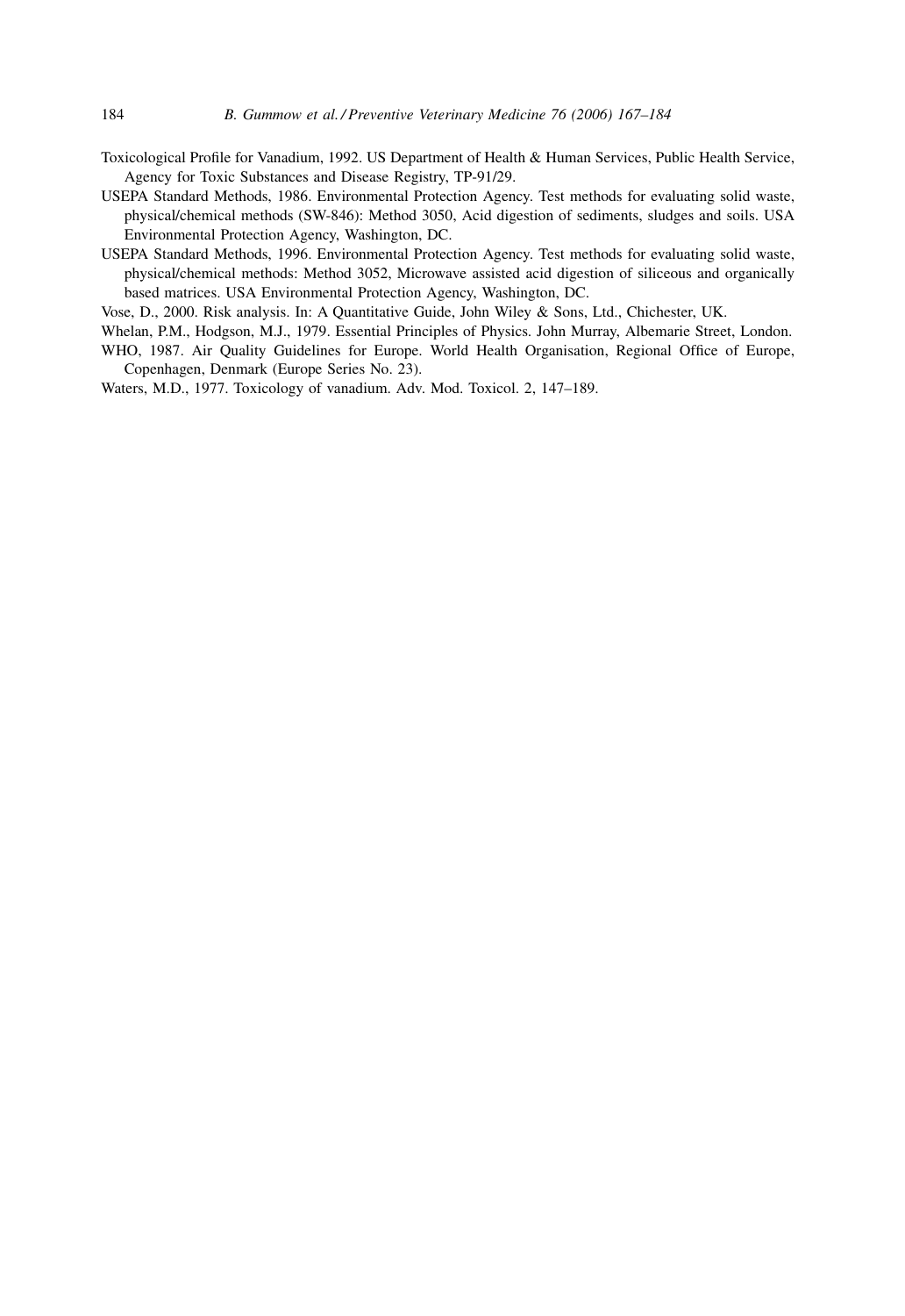Toxicological Profile for Vanadium, 1992. US Department of Health & Human Services, Public Health Service, Agency for Toxic Substances and Disease Registry, TP-91/29.

USEPA Standard Methods, 1986. Environmental Protection Agency. Test methods for evaluating solid waste, physical/chemical methods (SW-846): Method 3050, Acid digestion of sediments, sludges and soils. USA Environmental Protection Agency, Washington, DC.

USEPA Standard Methods, 1996. Environmental Protection Agency. Test methods for evaluating solid waste, physical/chemical methods: Method 3052, Microwave assisted acid digestion of siliceous and organically based matrices. USA Environmental Protection Agency, Washington, DC.

Vose, D., 2000. Risk analysis. In: A Quantitative Guide, John Wiley & Sons, Ltd., Chichester, UK.

Whelan, P.M., Hodgson, M.J., 1979. Essential Principles of Physics. John Murray, Albemarie Street, London.

WHO, 1987. Air Quality Guidelines for Europe. World Health Organisation, Regional Office of Europe, Copenhagen, Denmark (Europe Series No. 23).

Waters, M.D., 1977. Toxicology of vanadium. Adv. Mod. Toxicol. 2, 147–189.